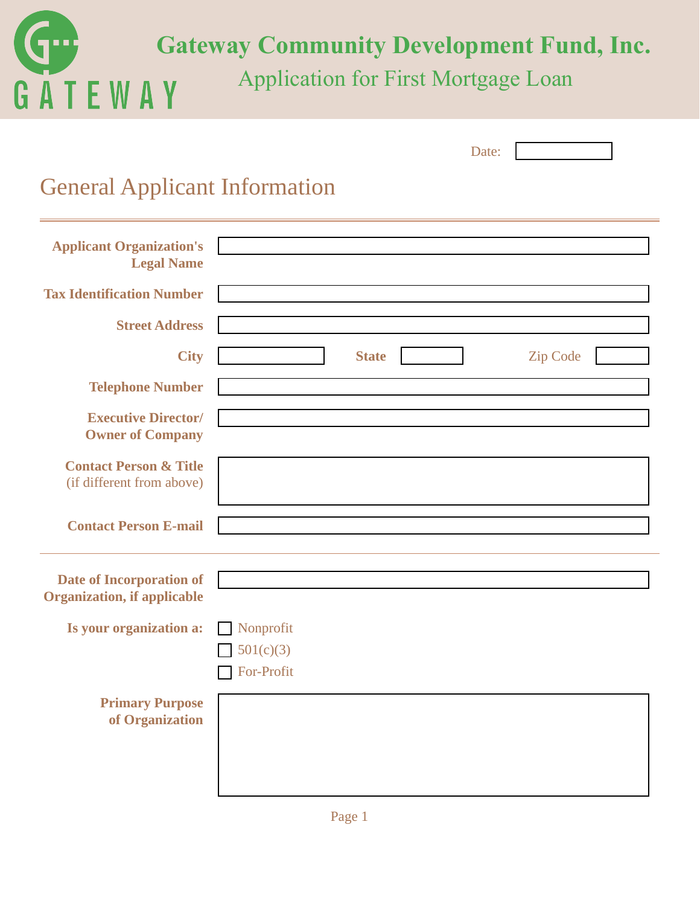# Gateway Community Development Fund, Inc.

## Application for First Mortgage Loan

Date:

## General Applicant Information

**Applicant Organization's Legal Name**

**Tax Identification Number**

**Street Address**

**City** | **State** | Zip Code

**Telephone Number**

**Executive Director/ Owner of Company**

**Contact Person & Title** (if different from above)

**Contact Person E-mail**

---

**Date of Incorporation of Organization, if applicable**

**Is your organization a:**

- ☐ Nonprofit
- ☐ 501(c)(3)
- ☐ For-Profit

**Primary Purpose of Organization**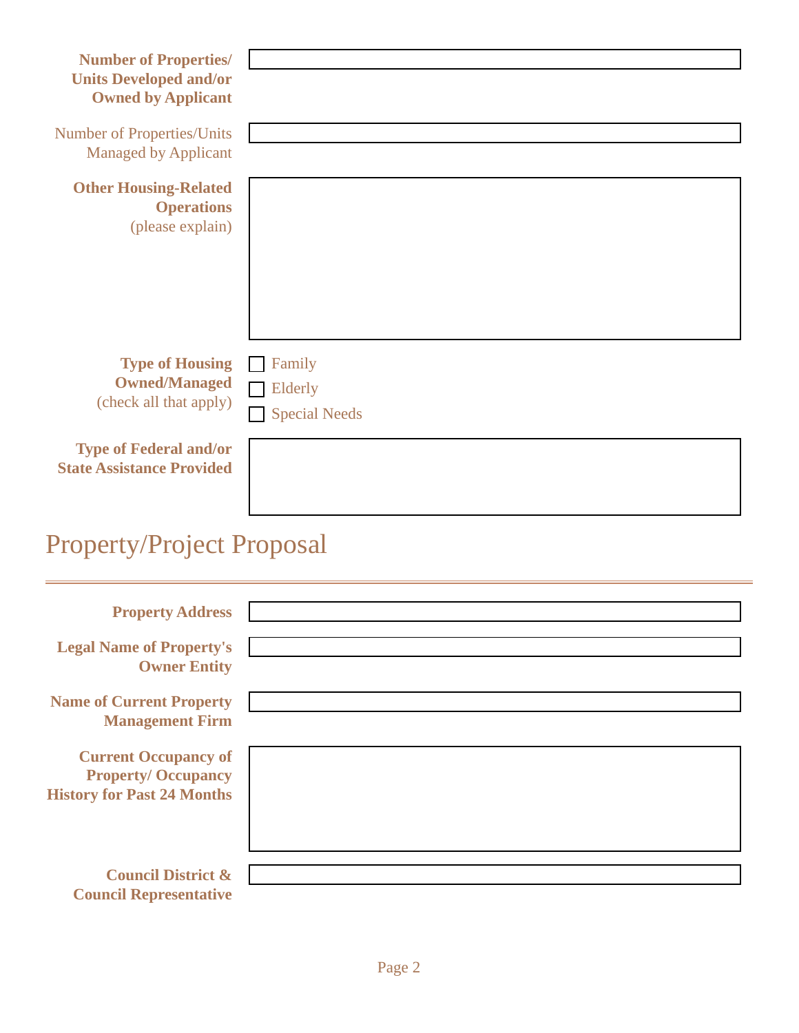**Number of Properties/ Units Developed and/or Owned by Applicant**

Number of Properties/Units Managed by Applicant

**Other Housing-Related Operations** (please explain)

**Type of Housing Owned/Managed** (check all that apply)

- [ ] Family
- [ ] Elderly
- [ ] Special Needs

**Type of Federal and/or State Assistance Provided**

# Property/Project Proposal

**Property Address**

**Legal Name of Property's Owner Entity**

**Name of Current Property Management Firm**

**Current Occupancy of Property/ Occupancy History for Past 24 Months**

**Council District & Council Representative**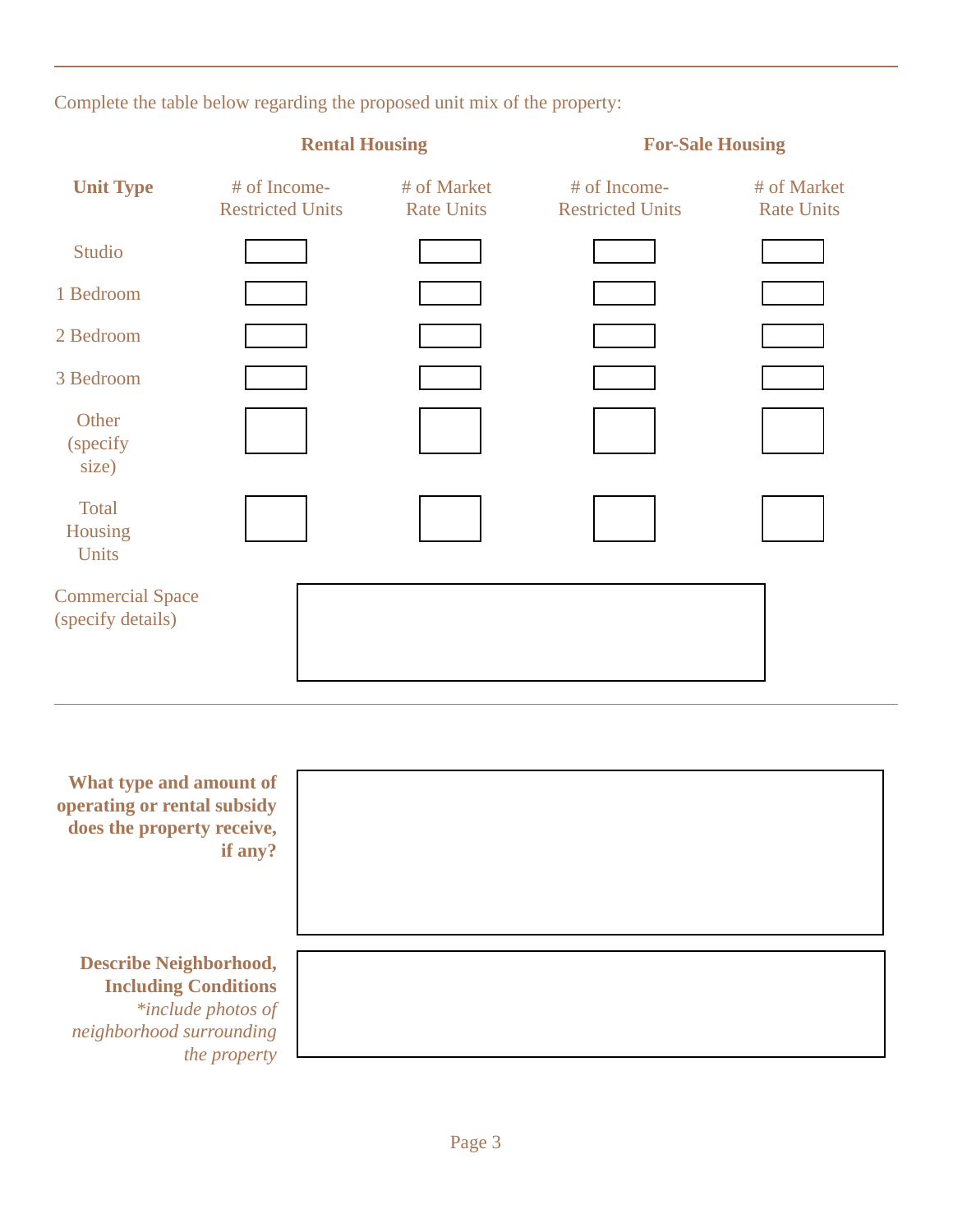Complete the table below regarding the proposed unit mix of the property:

| | **Rental Housing** | | **For-Sale Housing** | |
|---|---|---|---|---|
| **Unit Type** | # of Income-Restricted Units | # of Market Rate Units | # of Income-Restricted Units | # of Market Rate Units |
| Studio | | | | |
| 1 Bedroom | | | | |
| 2 Bedroom | | | | |
| 3 Bedroom | | | | |
| Other (specify size) | | | | |
| Total Housing Units | | | | |

Commercial Space (specify details)

**What type and amount of operating or rental subsidy does the property receive, if any?**

**Describe Neighborhood, Including Conditions**
*\*include photos of neighborhood surrounding the property*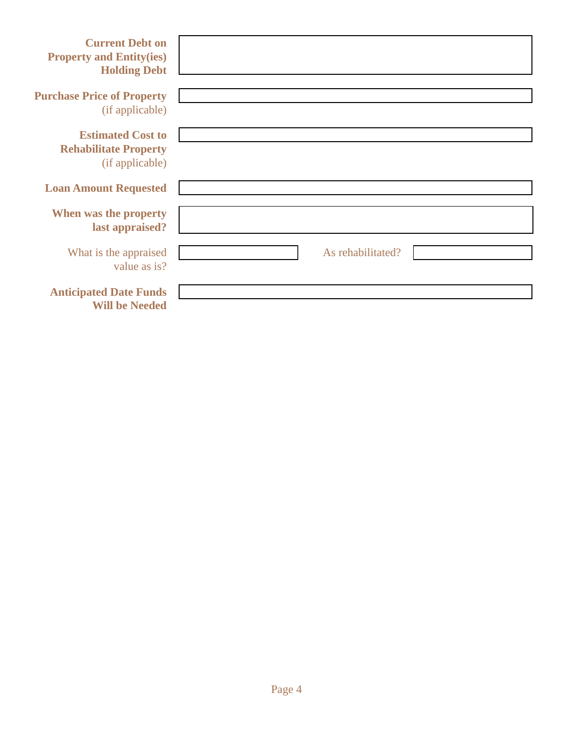**Current Debt on Property and Entity(ies) Holding Debt**

**Purchase Price of Property** (if applicable)

**Estimated Cost to Rehabilitate Property** (if applicable)

**Loan Amount Requested**

**When was the property last appraised?**

What is the appraised value as is? As rehabilitated?

**Anticipated Date Funds Will be Needed**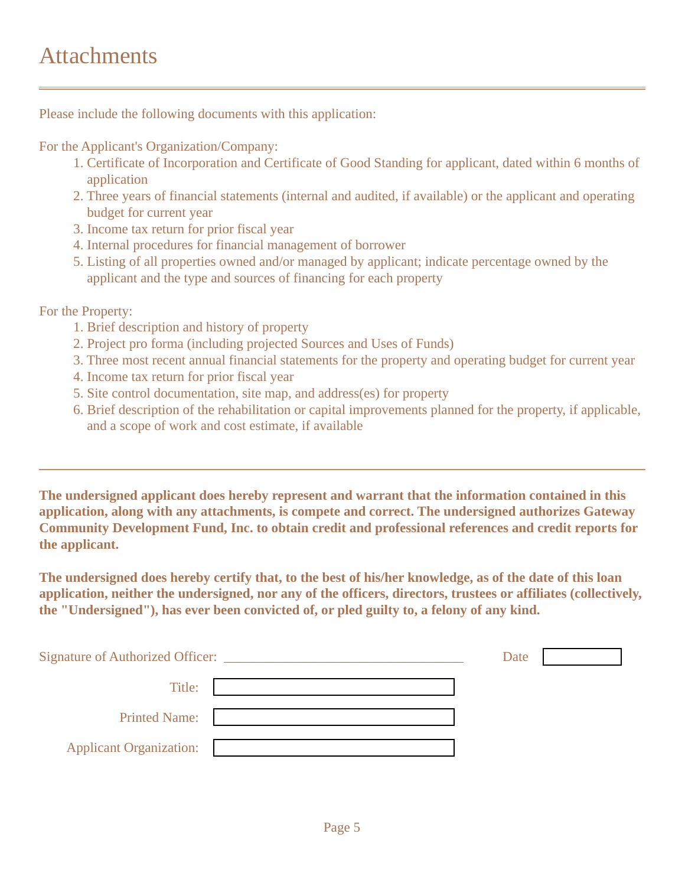# Attachments

Please include the following documents with this application:

For the Applicant's Organization/Company:

1. Certificate of Incorporation and Certificate of Good Standing for applicant, dated within 6 months of application
2. Three years of financial statements (internal and audited, if available) or the applicant and operating budget for current year
3. Income tax return for prior fiscal year
4. Internal procedures for financial management of borrower
5. Listing of all properties owned and/or managed by applicant; indicate percentage owned by the applicant and the type and sources of financing for each property

For the Property:

1. Brief description and history of property
2. Project pro forma (including projected Sources and Uses of Funds)
3. Three most recent annual financial statements for the property and operating budget for current year
4. Income tax return for prior fiscal year
5. Site control documentation, site map, and address(es) for property
6. Brief description of the rehabilitation or capital improvements planned for the property, if applicable, and a scope of work and cost estimate, if available

---

**The undersigned applicant does hereby represent and warrant that the information contained in this application, along with any attachments, is compete and correct. The undersigned authorizes Gateway Community Development Fund, Inc. to obtain credit and professional references and credit reports for the applicant.**

**The undersigned does hereby certify that, to the best of his/her knowledge, as of the date of this loan application, neither the undersigned, nor any of the officers, directors, trustees or affiliates (collectively, the "Undersigned"), has ever been convicted of, or pled guilty to, a felony of any kind.**

Signature of Authorized Officer: ______________________________ Date: __________

Title: __________

Printed Name: __________

Applicant Organization: __________